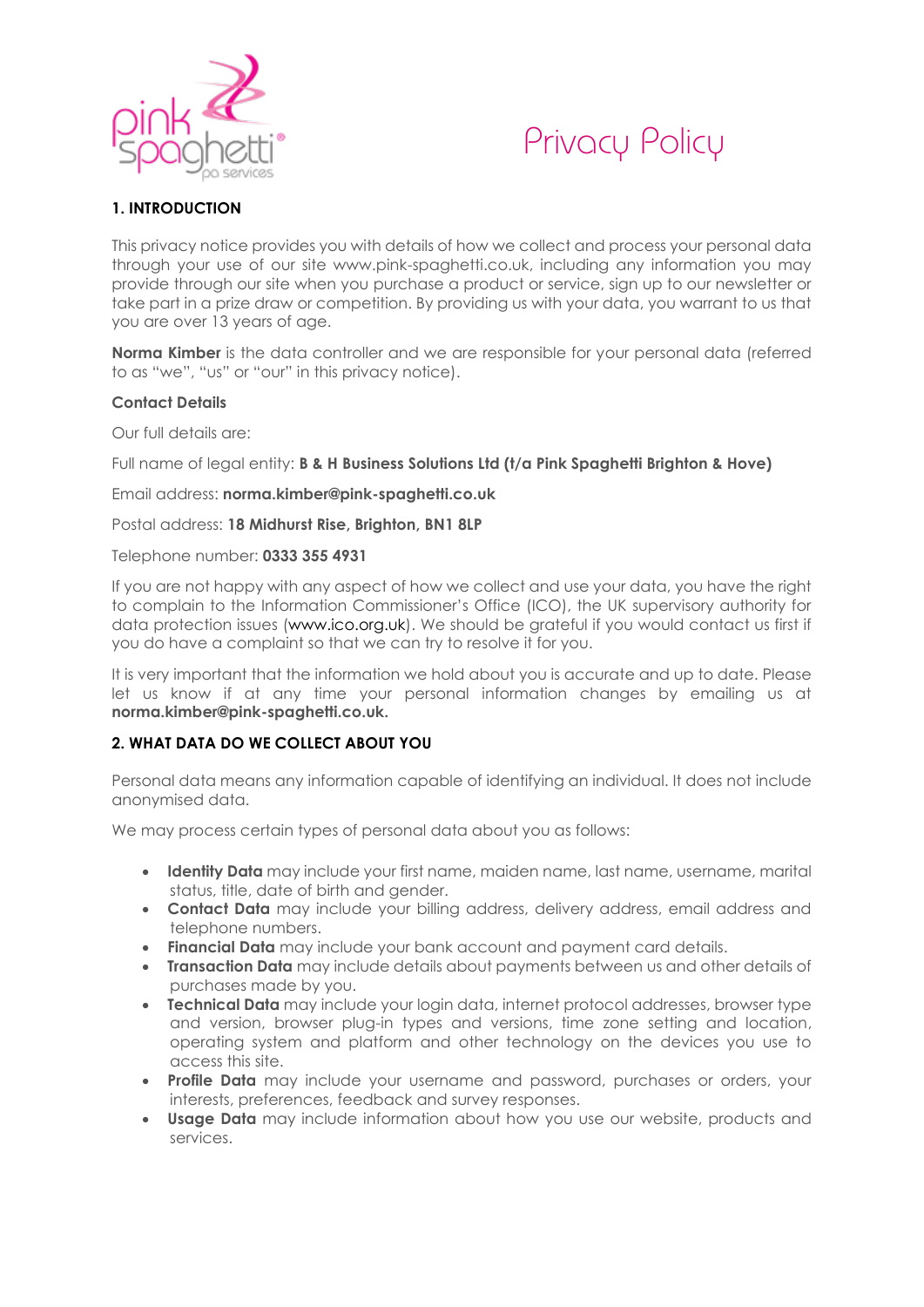# Privacy Policy

## 1. INTRODUCTION

This privacy notice provides you with details of how we collect and process your personal data through your use of our site www.pink-spaghetti.co.uk, including any information you may provide through our site when you purchase a product or service, sign up to our newsletter or take part in a prize draw or competition. By providing us with your data, you warrant to us that you are over 13 years of age.

**Norma Kimber** is the data controller and we are responsible for your personal data (referred to as "we", "us" or "our" in this privacy notice).

**Contact Details**

Our full details are:

Full name of legal entity: **B & H Business Solutions Ltd (t/a Pink Spaghetti Brighton & Hove)**

Email address: **norma.kimber@pink-spaghetti.co.uk**

Postal address: **18 Midhurst Rise, Brighton, BN1 8LP**

Telephone number: **0333 355 4931**

If you are not happy with any aspect of how we collect and use your data, you have the right to complain to the Information Commissioner's Office (ICO), the UK supervisory authority for data protection issues (www.ico.org.uk). We should be grateful if you would contact us first if you do have a complaint so that we can try to resolve it for you.

It is very important that the information we hold about you is accurate and up to date. Please let us know if at any time your personal information changes by emailing us at **norma.kimber@pink-spaghetti.co.uk.**

## 2. WHAT DATA DO WE COLLECT ABOUT YOU

Personal data means any information capable of identifying an individual. It does not include anonymised data.

We may process certain types of personal data about you as follows:

- **Identity Data** may include your first name, maiden name, last name, username, marital status, title, date of birth and gender.
- **Contact Data** may include your billing address, delivery address, email address and telephone numbers.
- **Financial Data** may include your bank account and payment card details.
- **Transaction Data** may include details about payments between us and other details of purchases made by you.
- **Technical Data** may include your login data, internet protocol addresses, browser type and version, browser plug-in types and versions, time zone setting and location, operating system and platform and other technology on the devices you use to access this site.
- **Profile Data** may include your username and password, purchases or orders, your interests, preferences, feedback and survey responses.
- **Usage Data** may include information about how you use our website, products and services.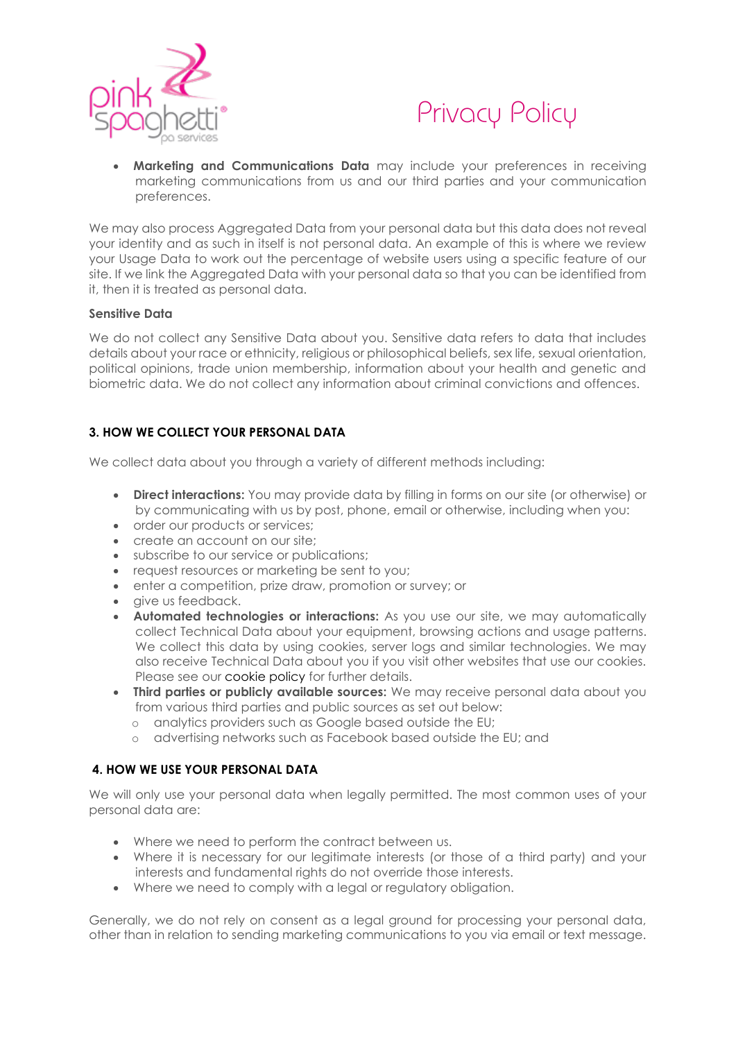- **Marketing and Communications Data** may include your preferences in receiving marketing communications from us and our third parties and your communication preferences.

We may also process Aggregated Data from your personal data but this data does not reveal your identity and as such in itself is not personal data. An example of this is where we review your Usage Data to work out the percentage of website users using a specific feature of our site. If we link the Aggregated Data with your personal data so that you can be identified from it, then it is treated as personal data.

**Sensitive Data**

We do not collect any Sensitive Data about you. Sensitive data refers to data that includes details about your race or ethnicity, religious or philosophical beliefs, sex life, sexual orientation, political opinions, trade union membership, information about your health and genetic and biometric data. We do not collect any information about criminal convictions and offences.

## 3. HOW WE COLLECT YOUR PERSONAL DATA

We collect data about you through a variety of different methods including:

- **Direct interactions:** You may provide data by filling in forms on our site (or otherwise) or by communicating with us by post, phone, email or otherwise, including when you:
- order our products or services;
- create an account on our site;
- subscribe to our service or publications;
- request resources or marketing be sent to you;
- enter a competition, prize draw, promotion or survey; or
- give us feedback.
- **Automated technologies or interactions:** As you use our site, we may automatically collect Technical Data about your equipment, browsing actions and usage patterns. We collect this data by using cookies, server logs and similar technologies. We may also receive Technical Data about you if you visit other websites that use our cookies. Please see our cookie policy for further details.
- **Third parties or publicly available sources:** We may receive personal data about you from various third parties and public sources as set out below:
  - analytics providers such as Google based outside the EU;
  - advertising networks such as Facebook based outside the EU; and

## 4. HOW WE USE YOUR PERSONAL DATA

We will only use your personal data when legally permitted. The most common uses of your personal data are:

- Where we need to perform the contract between us.
- Where it is necessary for our legitimate interests (or those of a third party) and your interests and fundamental rights do not override those interests.
- Where we need to comply with a legal or regulatory obligation.

Generally, we do not rely on consent as a legal ground for processing your personal data, other than in relation to sending marketing communications to you via email or text message.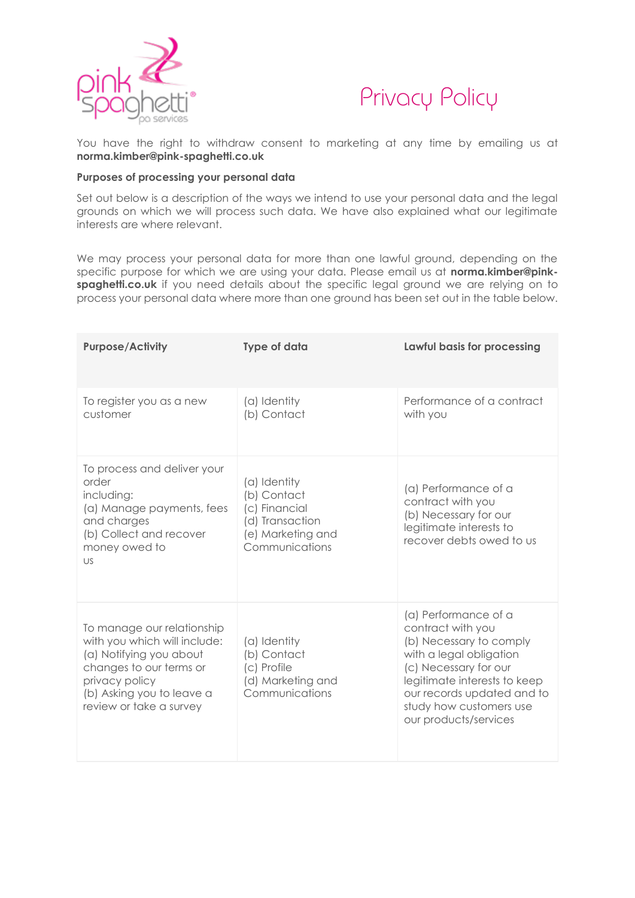# Privacy Policy

You have the right to withdraw consent to marketing at any time by emailing us at **norma.kimber@pink-spaghetti.co.uk**

**Purposes of processing your personal data**

Set out below is a description of the ways we intend to use your personal data and the legal grounds on which we will process such data. We have also explained what our legitimate interests are where relevant.

We may process your personal data for more than one lawful ground, depending on the specific purpose for which we are using your data. Please email us at **norma.kimber@pink-spaghetti.co.uk** if you need details about the specific legal ground we are relying on to process your personal data where more than one ground has been set out in the table below.

| Purpose/Activity | Type of data | Lawful basis for processing |
|---|---|---|
| To register you as a new customer | (a) Identity<br>(b) Contact | Performance of a contract with you |
| To process and deliver your order including:<br>(a) Manage payments, fees and charges<br>(b) Collect and recover money owed to us | (a) Identity<br>(b) Contact<br>(c) Financial<br>(d) Transaction<br>(e) Marketing and Communications | (a) Performance of a contract with you<br>(b) Necessary for our legitimate interests to recover debts owed to us |
| To manage our relationship with you which will include:<br>(a) Notifying you about changes to our terms or privacy policy<br>(b) Asking you to leave a review or take a survey | (a) Identity<br>(b) Contact<br>(c) Profile<br>(d) Marketing and Communications | (a) Performance of a contract with you<br>(b) Necessary to comply with a legal obligation<br>(c) Necessary for our legitimate interests to keep our records updated and to study how customers use our products/services |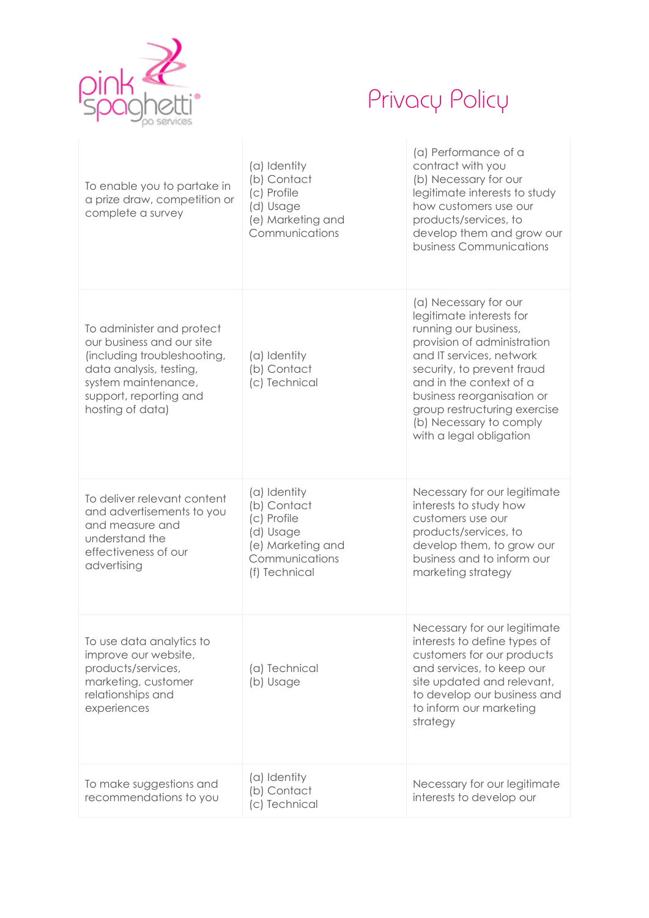# Privacy Policy

| | | |
|---|---|---|
| To enable you to partake in a prize draw, competition or complete a survey | (a) Identity<br>(b) Contact<br>(c) Profile<br>(d) Usage<br>(e) Marketing and Communications | (a) Performance of a contract with you<br>(b) Necessary for our legitimate interests to study how customers use our products/services, to develop them and grow our business Communications |
| To administer and protect our business and our site (including troubleshooting, data analysis, testing, system maintenance, support, reporting and hosting of data) | (a) Identity<br>(b) Contact<br>(c) Technical | (a) Necessary for our legitimate interests for running our business, provision of administration and IT services, network security, to prevent fraud and in the context of a business reorganisation or group restructuring exercise<br>(b) Necessary to comply with a legal obligation |
| To deliver relevant content and advertisements to you and measure and understand the effectiveness of our advertising | (a) Identity<br>(b) Contact<br>(c) Profile<br>(d) Usage<br>(e) Marketing and Communications<br>(f) Technical | Necessary for our legitimate interests to study how customers use our products/services, to develop them, to grow our business and to inform our marketing strategy |
| To use data analytics to improve our website, products/services, marketing, customer relationships and experiences | (a) Technical<br>(b) Usage | Necessary for our legitimate interests to define types of customers for our products and services, to keep our site updated and relevant, to develop our business and to inform our marketing strategy |
| To make suggestions and recommendations to you | (a) Identity<br>(b) Contact<br>(c) Technical | Necessary for our legitimate interests to develop our |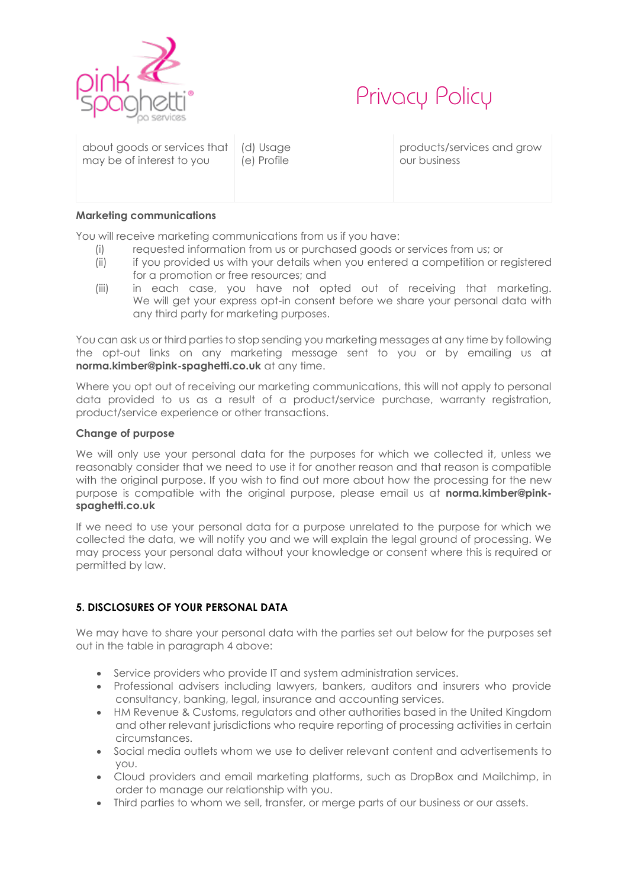| about goods or services that may be of interest to you | (d) Usage<br>(e) Profile | products/services and grow our business |
|---|---|---|

**Marketing communications**

You will receive marketing communications from us if you have:

(i) requested information from us or purchased goods or services from us; or

(ii) if you provided us with your details when you entered a competition or registered for a promotion or free resources; and

(iii) in each case, you have not opted out of receiving that marketing. We will get your express opt-in consent before we share your personal data with any third party for marketing purposes.

You can ask us or third parties to stop sending you marketing messages at any time by following the opt-out links on any marketing message sent to you or by emailing us at **norma.kimber@pink-spaghetti.co.uk** at any time.

Where you opt out of receiving our marketing communications, this will not apply to personal data provided to us as a result of a product/service purchase, warranty registration, product/service experience or other transactions.

**Change of purpose**

We will only use your personal data for the purposes for which we collected it, unless we reasonably consider that we need to use it for another reason and that reason is compatible with the original purpose. If you wish to find out more about how the processing for the new purpose is compatible with the original purpose, please email us at **norma.kimber@pink-spaghetti.co.uk**

If we need to use your personal data for a purpose unrelated to the purpose for which we collected the data, we will notify you and we will explain the legal ground of processing. We may process your personal data without your knowledge or consent where this is required or permitted by law.

## 5. DISCLOSURES OF YOUR PERSONAL DATA

We may have to share your personal data with the parties set out below for the purposes set out in the table in paragraph 4 above:

- Service providers who provide IT and system administration services.
- Professional advisers including lawyers, bankers, auditors and insurers who provide consultancy, banking, legal, insurance and accounting services.
- HM Revenue & Customs, regulators and other authorities based in the United Kingdom and other relevant jurisdictions who require reporting of processing activities in certain circumstances.
- Social media outlets whom we use to deliver relevant content and advertisements to you.
- Cloud providers and email marketing platforms, such as DropBox and Mailchimp, in order to manage our relationship with you.
- Third parties to whom we sell, transfer, or merge parts of our business or our assets.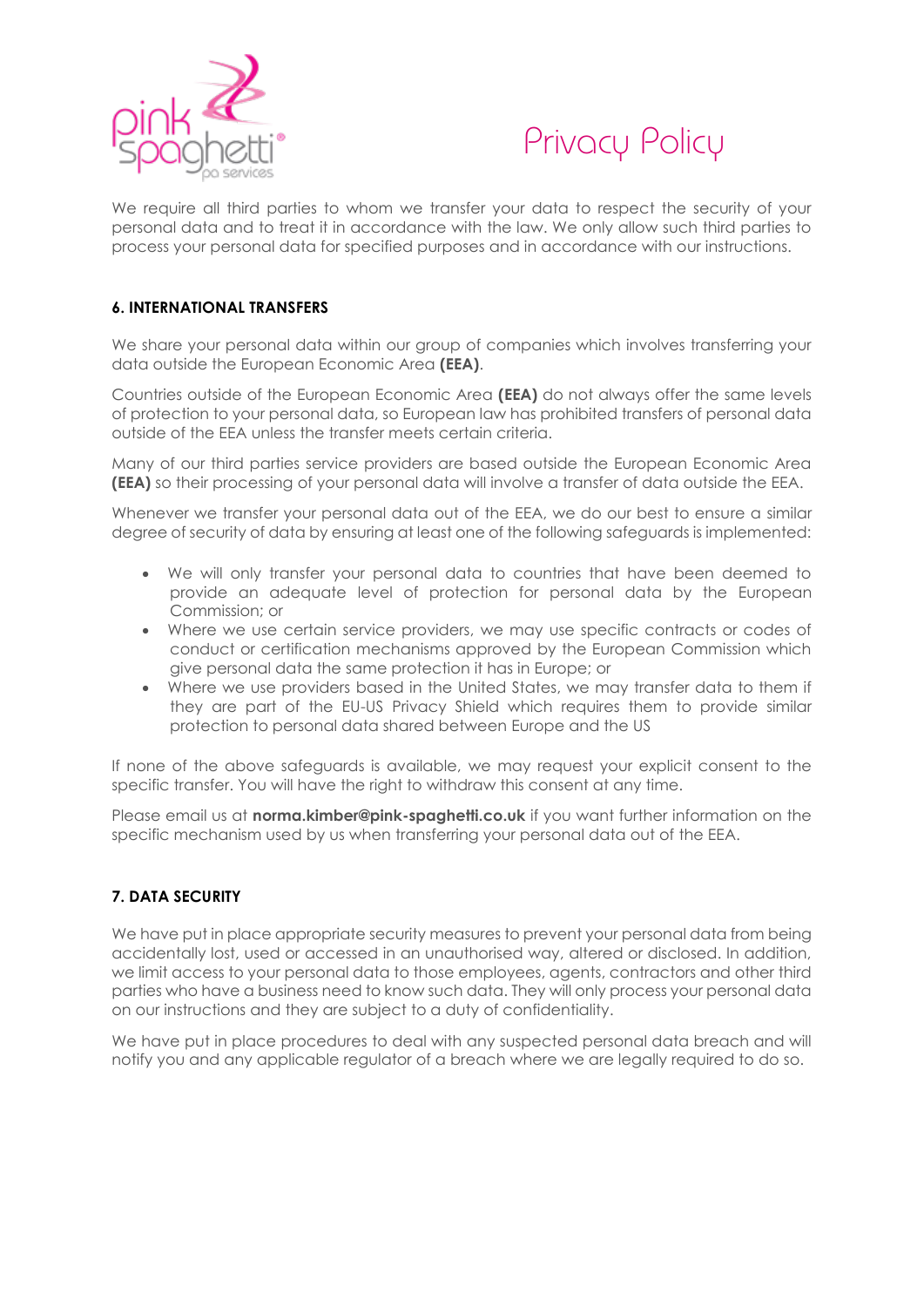We require all third parties to whom we transfer your data to respect the security of your personal data and to treat it in accordance with the law. We only allow such third parties to process your personal data for specified purposes and in accordance with our instructions.

## 6. INTERNATIONAL TRANSFERS

We share your personal data within our group of companies which involves transferring your data outside the European Economic Area **(EEA)**.

Countries outside of the European Economic Area **(EEA)** do not always offer the same levels of protection to your personal data, so European law has prohibited transfers of personal data outside of the EEA unless the transfer meets certain criteria.

Many of our third parties service providers are based outside the European Economic Area **(EEA)** so their processing of your personal data will involve a transfer of data outside the EEA.

Whenever we transfer your personal data out of the EEA, we do our best to ensure a similar degree of security of data by ensuring at least one of the following safeguards is implemented:

- We will only transfer your personal data to countries that have been deemed to provide an adequate level of protection for personal data by the European Commission; or
- Where we use certain service providers, we may use specific contracts or codes of conduct or certification mechanisms approved by the European Commission which give personal data the same protection it has in Europe; or
- Where we use providers based in the United States, we may transfer data to them if they are part of the EU-US Privacy Shield which requires them to provide similar protection to personal data shared between Europe and the US

If none of the above safeguards is available, we may request your explicit consent to the specific transfer. You will have the right to withdraw this consent at any time.

Please email us at **norma.kimber@pink-spaghetti.co.uk** if you want further information on the specific mechanism used by us when transferring your personal data out of the EEA.

## 7. DATA SECURITY

We have put in place appropriate security measures to prevent your personal data from being accidentally lost, used or accessed in an unauthorised way, altered or disclosed. In addition, we limit access to your personal data to those employees, agents, contractors and other third parties who have a business need to know such data. They will only process your personal data on our instructions and they are subject to a duty of confidentiality.

We have put in place procedures to deal with any suspected personal data breach and will notify you and any applicable regulator of a breach where we are legally required to do so.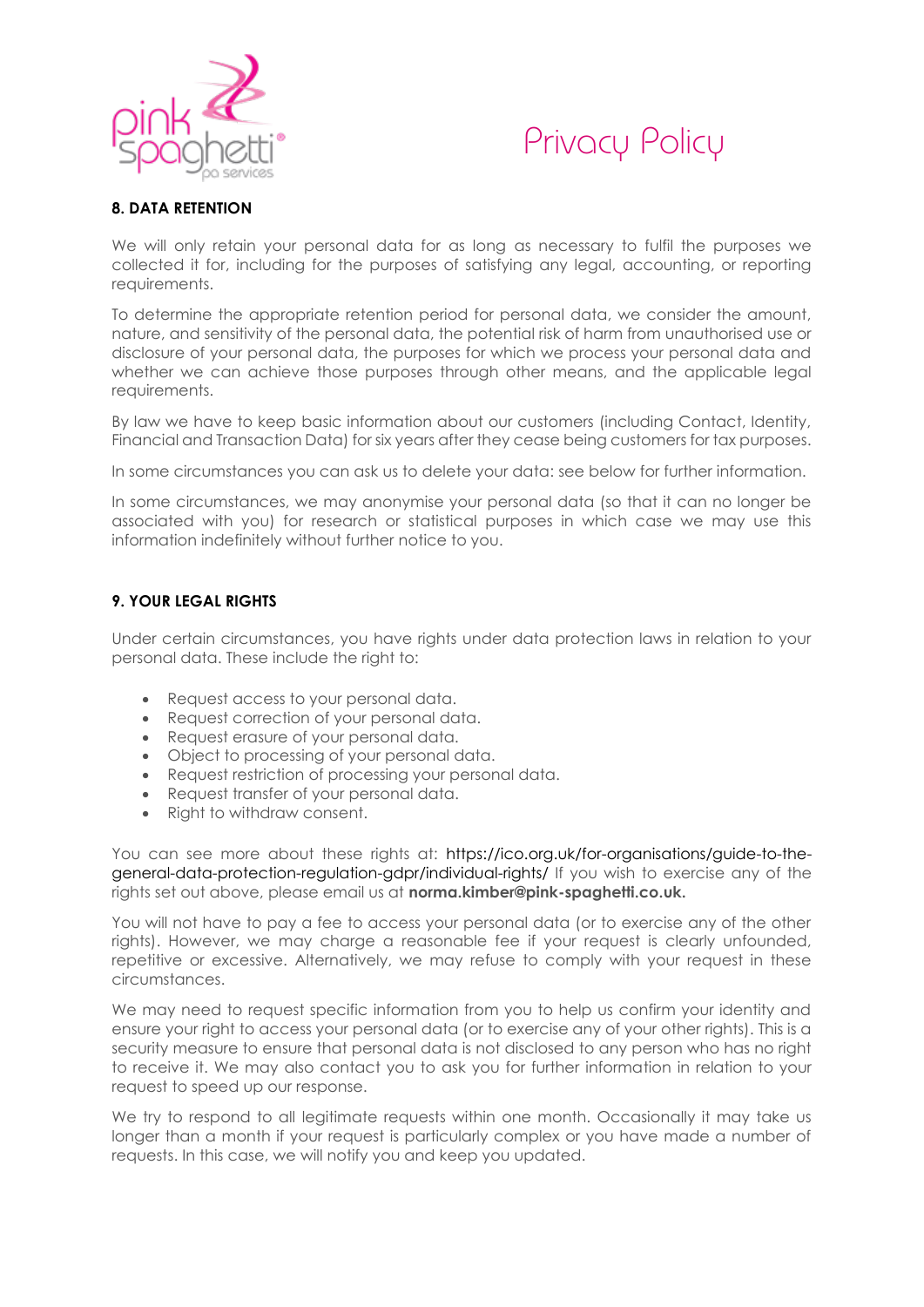## 8. DATA RETENTION

We will only retain your personal data for as long as necessary to fulfil the purposes we collected it for, including for the purposes of satisfying any legal, accounting, or reporting requirements.

To determine the appropriate retention period for personal data, we consider the amount, nature, and sensitivity of the personal data, the potential risk of harm from unauthorised use or disclosure of your personal data, the purposes for which we process your personal data and whether we can achieve those purposes through other means, and the applicable legal requirements.

By law we have to keep basic information about our customers (including Contact, Identity, Financial and Transaction Data) for six years after they cease being customers for tax purposes.

In some circumstances you can ask us to delete your data: see below for further information.

In some circumstances, we may anonymise your personal data (so that it can no longer be associated with you) for research or statistical purposes in which case we may use this information indefinitely without further notice to you.

## 9. YOUR LEGAL RIGHTS

Under certain circumstances, you have rights under data protection laws in relation to your personal data. These include the right to:

- Request access to your personal data.
- Request correction of your personal data.
- Request erasure of your personal data.
- Object to processing of your personal data.
- Request restriction of processing your personal data.
- Request transfer of your personal data.
- Right to withdraw consent.

You can see more about these rights at: https://ico.org.uk/for-organisations/guide-to-the-general-data-protection-regulation-gdpr/individual-rights/ If you wish to exercise any of the rights set out above, please email us at **norma.kimber@pink-spaghetti.co.uk.**

You will not have to pay a fee to access your personal data (or to exercise any of the other rights). However, we may charge a reasonable fee if your request is clearly unfounded, repetitive or excessive. Alternatively, we may refuse to comply with your request in these circumstances.

We may need to request specific information from you to help us confirm your identity and ensure your right to access your personal data (or to exercise any of your other rights). This is a security measure to ensure that personal data is not disclosed to any person who has no right to receive it. We may also contact you to ask you for further information in relation to your request to speed up our response.

We try to respond to all legitimate requests within one month. Occasionally it may take us longer than a month if your request is particularly complex or you have made a number of requests. In this case, we will notify you and keep you updated.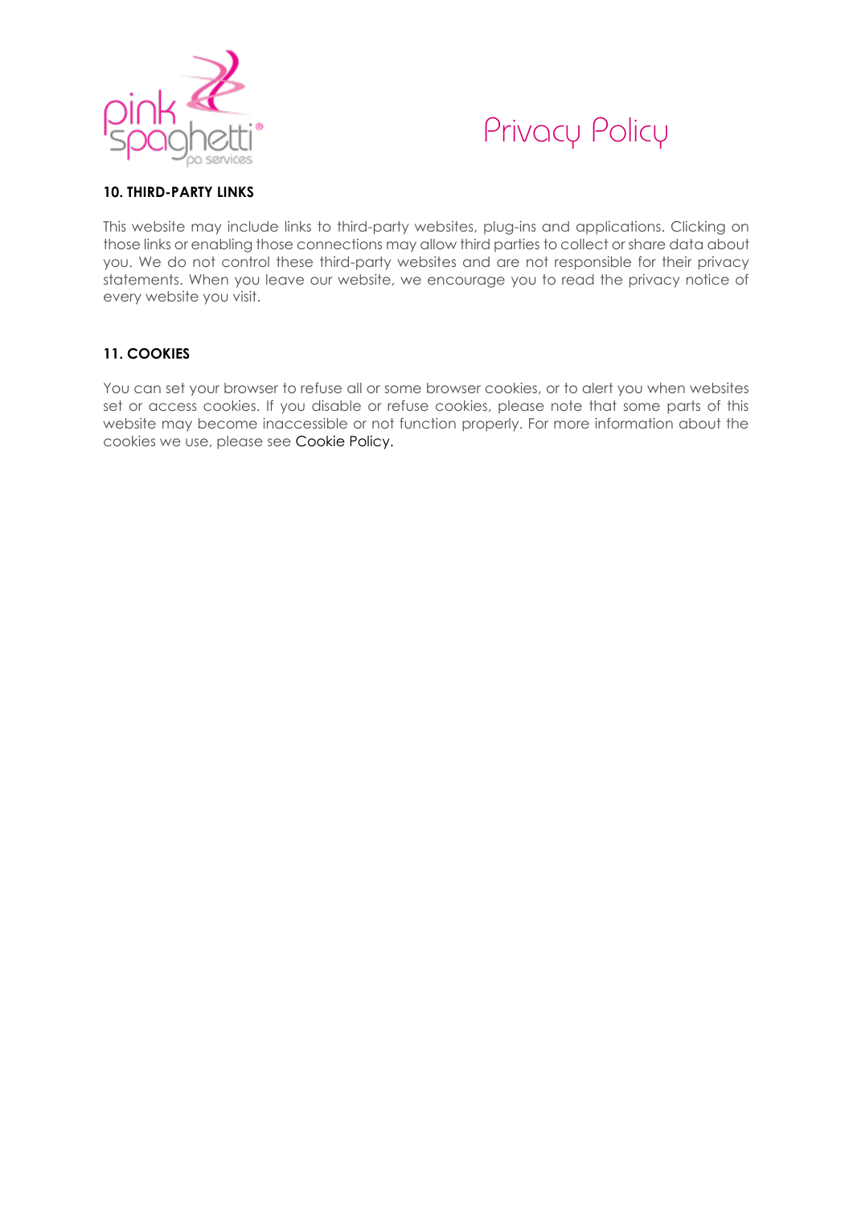### 10. THIRD-PARTY LINKS

This website may include links to third-party websites, plug-ins and applications. Clicking on those links or enabling those connections may allow third parties to collect or share data about you. We do not control these third-party websites and are not responsible for their privacy statements. When you leave our website, we encourage you to read the privacy notice of every website you visit.

### 11. COOKIES

You can set your browser to refuse all or some browser cookies, or to alert you when websites set or access cookies. If you disable or refuse cookies, please note that some parts of this website may become inaccessible or not function properly. For more information about the cookies we use, please see Cookie Policy.